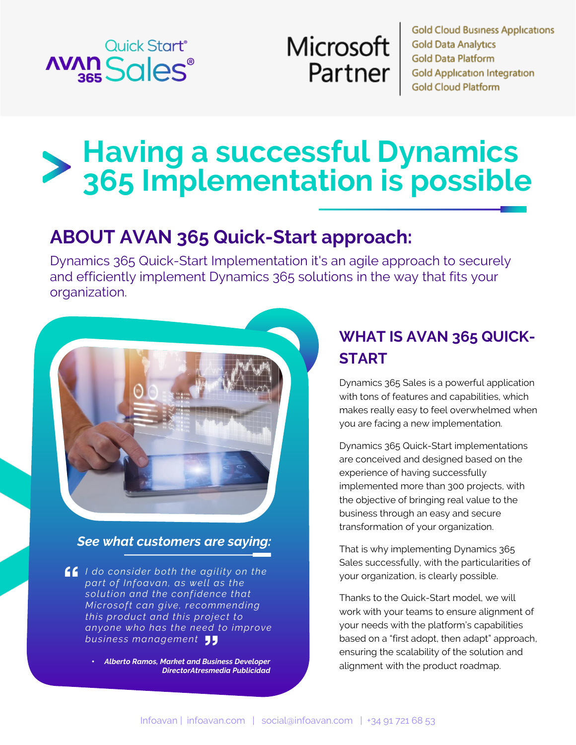Quick Start® AVAN 365 Sales®

Microsoft Partner

Gold Cloud Business Applications
Gold Data Analytics
Gold Data Platform
Gold Application Integration
Gold Cloud Platform

# Having a successful Dynamics 365 Implementation is possible

## ABOUT AVAN 365 Quick-Start approach:

Dynamics 365 Quick-Start Implementation it's an agile approach to securely and efficiently implement Dynamics 365 solutions in the way that fits your organization.

***See what customers are saying:***

> *I do consider both the agility on the part of Infoavan, as well as the solution and the confidence that Microsoft can give, recommending this product and this project to anyone who has the need to improve business management*

- ***Alberto Ramos, Market and Business Developer DirectorAtresmedia Publicidad***

## WHAT IS AVAN 365 QUICK-START

Dynamics 365 Sales is a powerful application with tons of features and capabilities, which makes really easy to feel overwhelmed when you are facing a new implementation.

Dynamics 365 Quick-Start implementations are conceived and designed based on the experience of having successfully implemented more than 300 projects, with the objective of bringing real value to the business through an easy and secure transformation of your organization.

That is why implementing Dynamics 365 Sales successfully, with the particularities of your organization, is clearly possible.

Thanks to the Quick-Start model, we will work with your teams to ensure alignment of your needs with the platform's capabilities based on a "first adopt, then adapt" approach, ensuring the scalability of the solution and alignment with the product roadmap.

Infoavan | infoavan.com | social@infoavan.com | +34 91 721 68 53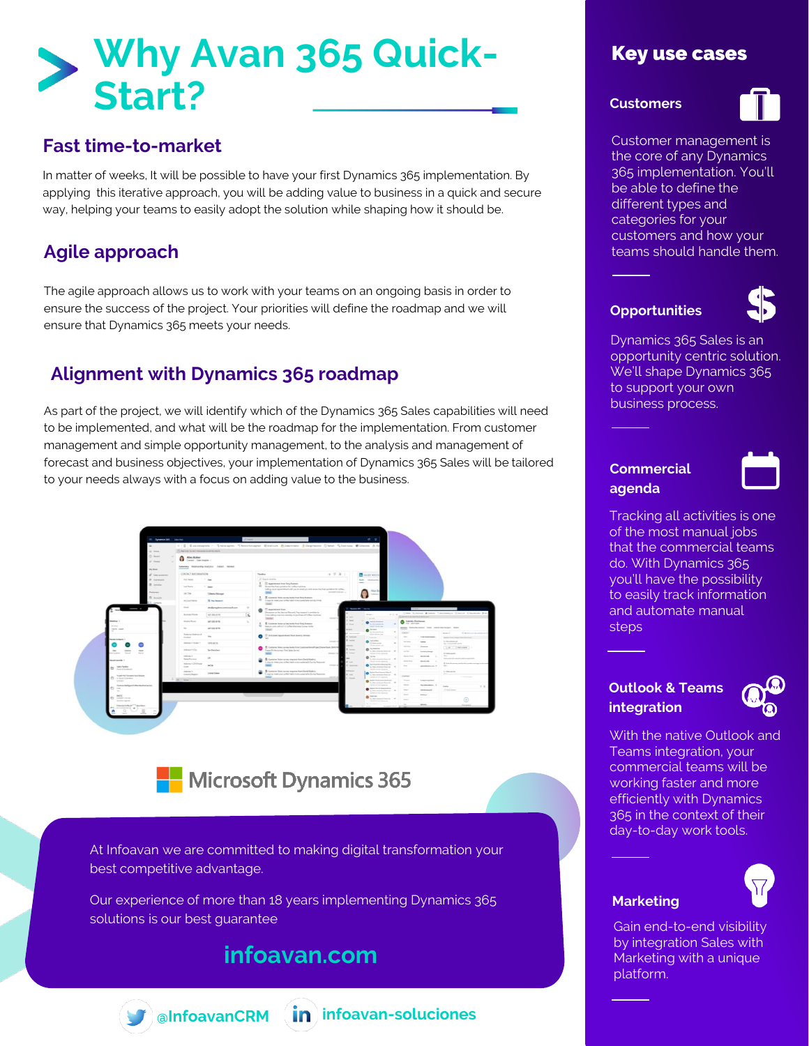# Why Avan 365 Quick-Start?

## Fast time-to-market

In matter of weeks, It will be possible to have your first Dynamics 365 implementation. By applying this iterative approach, you will be adding value to business in a quick and secure way, helping your teams to easily adopt the solution while shaping how it should be.

## Agile approach

The agile approach allows us to work with your teams on an ongoing basis in order to ensure the success of the project. Your priorities will define the roadmap and we will ensure that Dynamics 365 meets your needs.

## Alignment with Dynamics 365 roadmap

As part of the project, we will identify which of the Dynamics 365 Sales capabilities will need to be implemented, and what will be the roadmap for the implementation. From customer management and simple opportunity management, to the analysis and management of forecast and business objectives, your implementation of Dynamics 365 Sales will be tailored to your needs always with a focus on adding value to the business.

Microsoft Dynamics 365

At Infoavan we are committed to making digital transformation your best competitive advantage.

Our experience of more than 18 years implementing Dynamics 365 solutions is our best guarantee

**infoavan.com**

@InfoavanCRM

infoavan-soluciones

## Key use cases

### Customers

Customer management is the core of any Dynamics 365 implementation. You'll be able to define the different types and categories for your customers and how your teams should handle them.

### Opportunities

Dynamics 365 Sales is an opportunity centric solution. We'll shape Dynamics 365 to support your own business process.

### Commercial agenda

Tracking all activities is one of the most manual jobs that the commercial teams do. With Dynamics 365 you'll have the possibility to easily track information and automate manual steps

### Outlook & Teams integration

With the native Outlook and Teams integration, your commercial teams will be working faster and more efficiently with Dynamics 365 in the context of their day-to-day work tools.

### Marketing

Gain end-to-end visibility by integration Sales with Marketing with a unique platform.